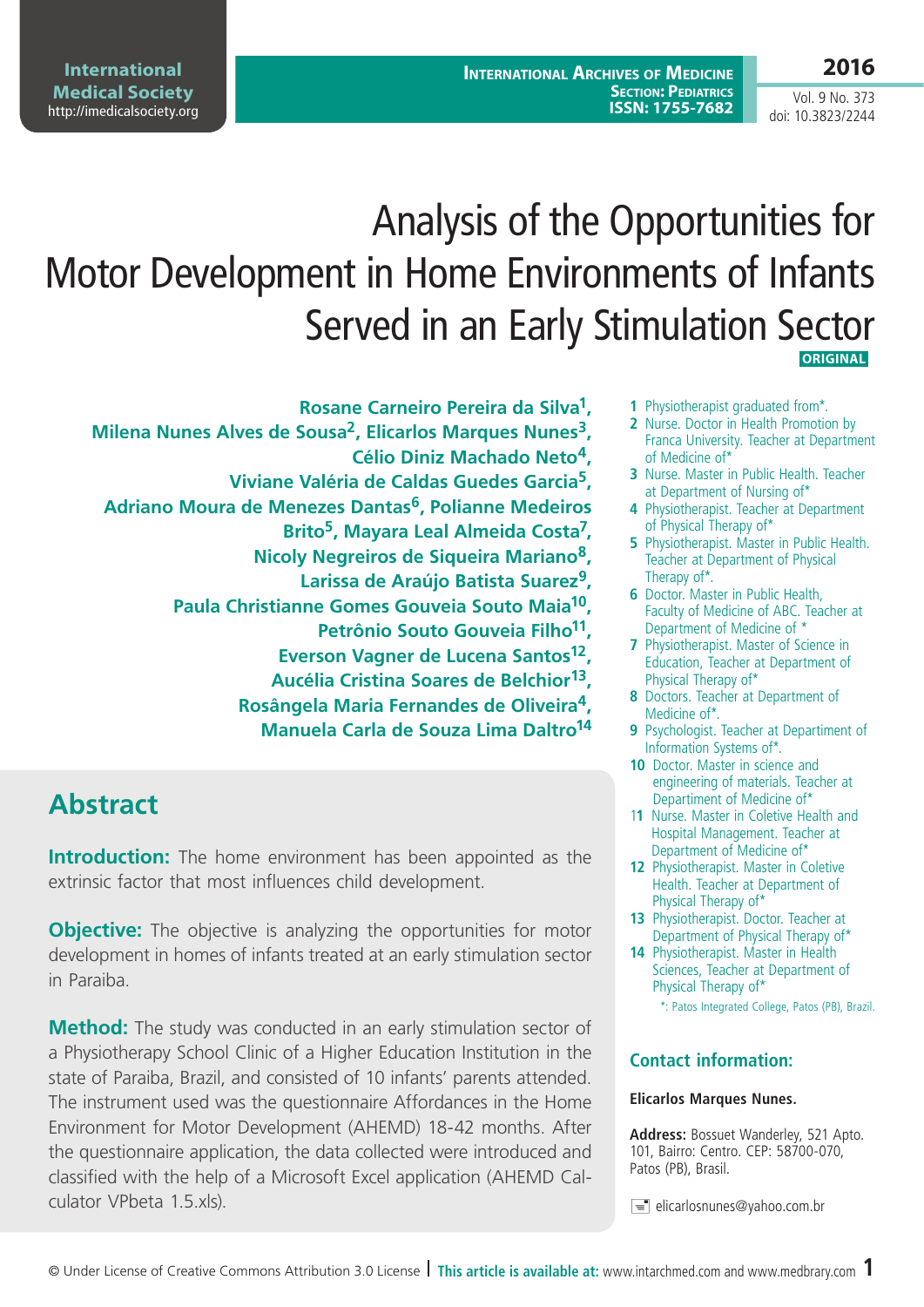# Analysis of the Opportunities for Motor Development in Home Environments of Infants Served in an Early Stimulation Sector

ORIGINAL

**Rosane Carneiro Pereira da Silva[1], Milena Nunes Alves de Sousa[2], Elicarlos Marques Nunes[3], Célio Diniz Machado Neto[4], Viviane Valéria de Caldas Guedes Garcia[5], Adriano Moura de Menezes Dantas[6], Polianne Medeiros Brito[5], Mayara Leal Almeida Costa[7], Nicoly Negreiros de Siqueira Mariano[8], Larissa de Araújo Batista Suarez[9], Paula Christianne Gomes Gouveia Souto Maia[10], Petrônio Souto Gouveia Filho[11], Everson Vagner de Lucena Santos[12], Aucélia Cristina Soares de Belchior[13], Rosângela Maria Fernandes de Oliveira[4], Manuela Carla de Souza Lima Daltro[14]**

1 Physiotherapist graduated from*.
2 Nurse. Doctor in Health Promotion by Franca University. Teacher at Department of Medicine of*
3 Nurse. Master in Public Health. Teacher at Department of Nursing of*
4 Physiotherapist. Teacher at Department of Physical Therapy of*
5 Physiotherapist. Master in Public Health. Teacher at Department of Physical Therapy of*.
6 Doctor. Master in Public Health, Faculty of Medicine of ABC. Teacher at Department of Medicine of *
7 Physiotherapist. Master of Science in Education, Teacher at Department of Physical Therapy of*
8 Doctors. Teacher at Department of Medicine of*.
9 Psychologist. Teacher at Department of Information Systems of*.
10 Doctor. Master in science and engineering of materials. Teacher at Department of Medicine of*
11 Nurse. Master in Coletive Health and Hospital Management. Teacher at Department of Medicine of*
12 Physiotherapist. Master in Coletive Health. Teacher at Department of Physical Therapy of*
13 Physiotherapist. Doctor. Teacher at Department of Physical Therapy of*
14 Physiotherapist. Master in Health Sciences, Teacher at Department of Physical Therapy of*

*: Patos Integrated College, Patos (PB), Brazil.

### Contact information:

**Elicarlos Marques Nunes.**

**Address:** Bossuet Wanderley, 521 Apto. 101, Bairro: Centro. CEP: 58700-070, Patos (PB), Brasil.

elicarlosnunes@yahoo.com.br

## Abstract

**Introduction:** The home environment has been appointed as the extrinsic factor that most influences child development.

**Objective:** The objective is analyzing the opportunities for motor development in homes of infants treated at an early stimulation sector in Paraiba.

**Method:** The study was conducted in an early stimulation sector of a Physiotherapy School Clinic of a Higher Education Institution in the state of Paraiba, Brazil, and consisted of 10 infants' parents attended. The instrument used was the questionnaire Affordances in the Home Environment for Motor Development (AHEMD) 18-42 months. After the questionnaire application, the data collected were introduced and classified with the help of a Microsoft Excel application (AHEMD Calculator VPbeta 1.5.xls).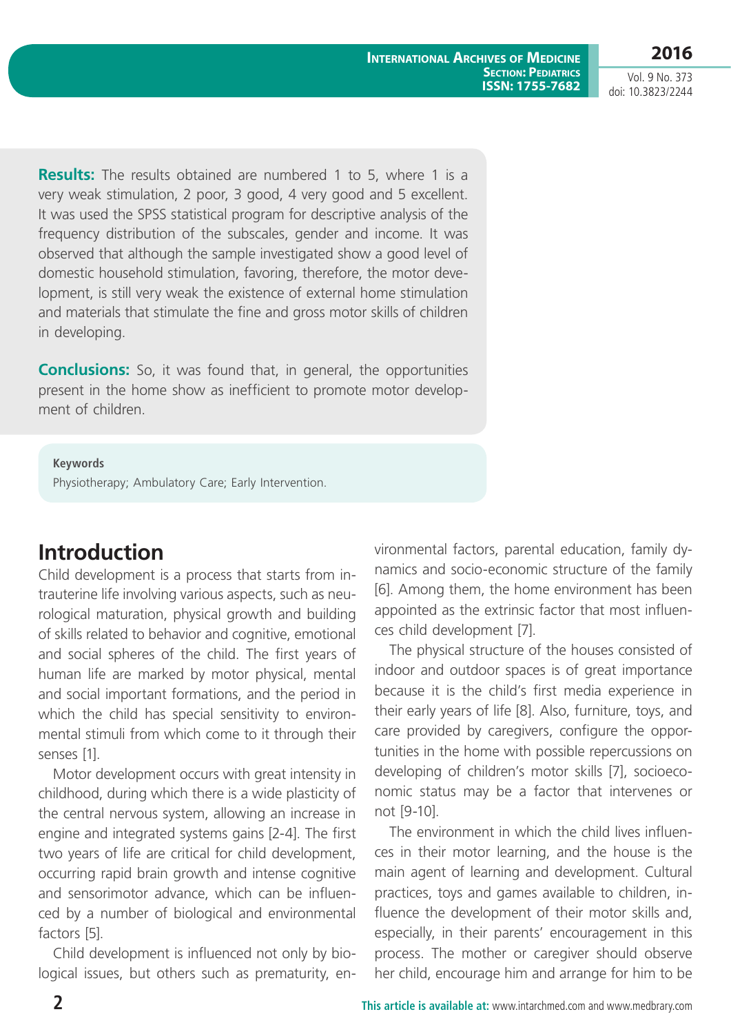**Results:** The results obtained are numbered 1 to 5, where 1 is a very weak stimulation, 2 poor, 3 good, 4 very good and 5 excellent. It was used the SPSS statistical program for descriptive analysis of the frequency distribution of the subscales, gender and income. It was observed that although the sample investigated show a good level of domestic household stimulation, favoring, therefore, the motor development, is still very weak the existence of external home stimulation and materials that stimulate the fine and gross motor skills of children in developing.

**Conclusions:** So, it was found that, in general, the opportunities present in the home show as inefficient to promote motor development of children.

**Keywords**

Physiotherapy; Ambulatory Care; Early Intervention.

## Introduction

Child development is a process that starts from intrauterine life involving various aspects, such as neurological maturation, physical growth and building of skills related to behavior and cognitive, emotional and social spheres of the child. The first years of human life are marked by motor physical, mental and social important formations, and the period in which the child has special sensitivity to environmental stimuli from which come to it through their senses [1].

Motor development occurs with great intensity in childhood, during which there is a wide plasticity of the central nervous system, allowing an increase in engine and integrated systems gains [2-4]. The first two years of life are critical for child development, occurring rapid brain growth and intense cognitive and sensorimotor advance, which can be influenced by a number of biological and environmental factors [5].

Child development is influenced not only by biological issues, but others such as prematurity, environmental factors, parental education, family dynamics and socio-economic structure of the family [6]. Among them, the home environment has been appointed as the extrinsic factor that most influences child development [7].

The physical structure of the houses consisted of indoor and outdoor spaces is of great importance because it is the child's first media experience in their early years of life [8]. Also, furniture, toys, and care provided by caregivers, configure the opportunities in the home with possible repercussions on developing of children's motor skills [7], socioeconomic status may be a factor that intervenes or not [9-10].

The environment in which the child lives influences in their motor learning, and the house is the main agent of learning and development. Cultural practices, toys and games available to children, influence the development of their motor skills and, especially, in their parents' encouragement in this process. The mother or caregiver should observe her child, encourage him and arrange for him to be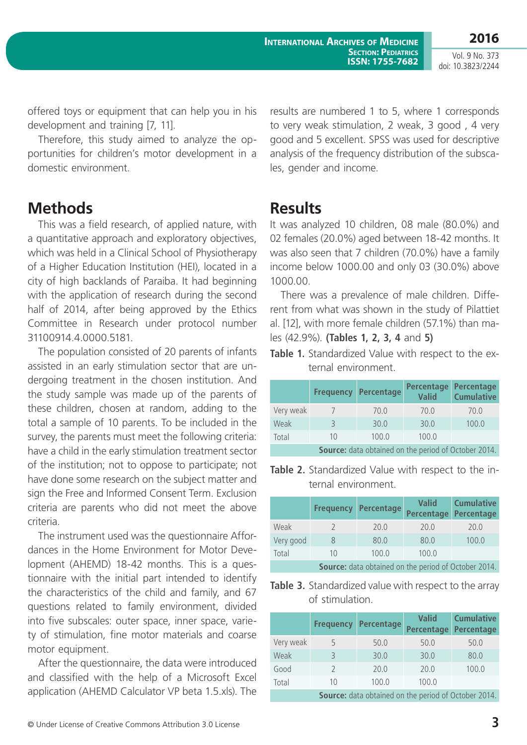offered toys or equipment that can help you in his development and training [7, 11].

Therefore, this study aimed to analyze the opportunities for children's motor development in a domestic environment.

## Methods

This was a field research, of applied nature, with a quantitative approach and exploratory objectives, which was held in a Clinical School of Physiotherapy of a Higher Education Institution (HEI), located in a city of high backlands of Paraiba. It had beginning with the application of research during the second half of 2014, after being approved by the Ethics Committee in Research under protocol number 31100914.4.0000.5181.

The population consisted of 20 parents of infants assisted in an early stimulation sector that are undergoing treatment in the chosen institution. And the study sample was made up of the parents of these children, chosen at random, adding to the total a sample of 10 parents. To be included in the survey, the parents must meet the following criteria: have a child in the early stimulation treatment sector of the institution; not to oppose to participate; not have done some research on the subject matter and sign the Free and Informed Consent Term. Exclusion criteria are parents who did not meet the above criteria.

The instrument used was the questionnaire Affordances in the Home Environment for Motor Development (AHEMD) 18-42 months. This is a questionnaire with the initial part intended to identify the characteristics of the child and family, and 67 questions related to family environment, divided into five subscales: outer space, inner space, variety of stimulation, fine motor materials and coarse motor equipment.

After the questionnaire, the data were introduced and classified with the help of a Microsoft Excel application (AHEMD Calculator VP beta 1.5.xls). The results are numbered 1 to 5, where 1 corresponds to very weak stimulation, 2 weak, 3 good , 4 very good and 5 excellent. SPSS was used for descriptive analysis of the frequency distribution of the subscales, gender and income.

## Results

It was analyzed 10 children, 08 male (80.0%) and 02 females (20.0%) aged between 18-42 months. It was also seen that 7 children (70.0%) have a family income below 1000.00 and only 03 (30.0%) above 1000.00.

There was a prevalence of male children. Different from what was shown in the study of Pilattiet al. [12], with more female children (57.1%) than males (42.9%). **(Tables 1, 2, 3, 4** and **5)**

**Table 1.** Standardized Value with respect to the external environment.

| | Frequency | Percentage | Percentage Valid | Percentage Cumulative |
|---|---|---|---|---|
| Very weak | 7 | 70.0 | 70.0 | 70.0 |
| Weak | 3 | 30.0 | 30.0 | 100.0 |
| Total | 10 | 100.0 | 100.0 | |

**Source:** data obtained on the period of October 2014.

**Table 2.** Standardized Value with respect to the internal environment.

| | Frequency | Percentage | Valid Percentage | Cumulative Percentage |
|---|---|---|---|---|
| Weak | 2 | 20.0 | 20.0 | 20.0 |
| Very good | 8 | 80.0 | 80.0 | 100.0 |
| Total | 10 | 100.0 | 100.0 | |

**Source:** data obtained on the period of October 2014.

**Table 3.** Standardized value with respect to the array of stimulation.

| | Frequency | Percentage | Valid Percentage | Cumulative Percentage |
|---|---|---|---|---|
| Very weak | 5 | 50.0 | 50.0 | 50.0 |
| Weak | 3 | 30.0 | 30.0 | 80.0 |
| Good | 2 | 20.0 | 20.0 | 100.0 |
| Total | 10 | 100.0 | 100.0 | |

**Source:** data obtained on the period of October 2014.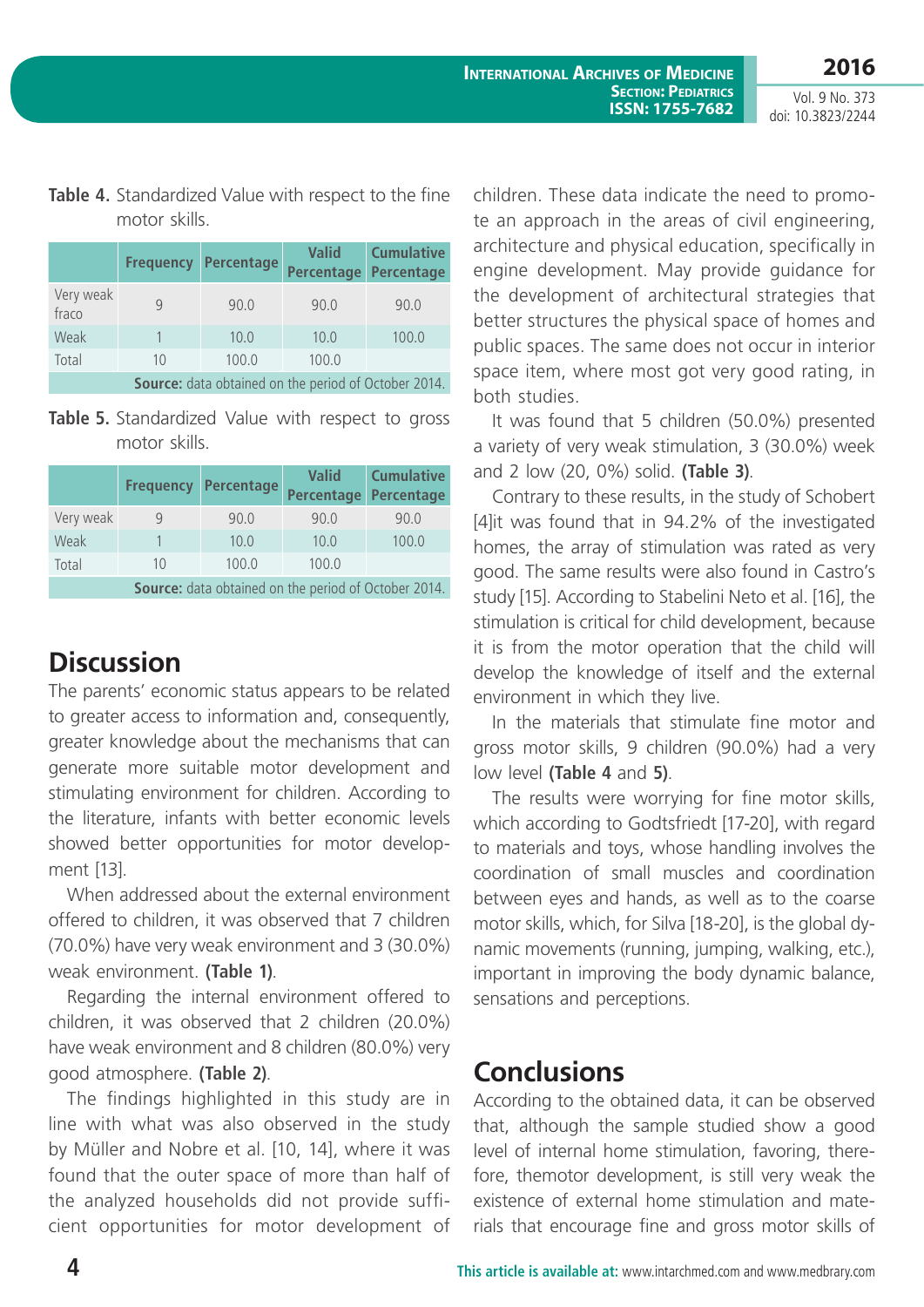**Table 4.** Standardized Value with respect to the fine motor skills.

| | Frequency | Percentage | Valid Percentage | Cumulative Percentage |
|---|---|---|---|---|
| Very weak fraco | 9 | 90.0 | 90.0 | 90.0 |
| Weak | 1 | 10.0 | 10.0 | 100.0 |
| Total | 10 | 100.0 | 100.0 | |

**Source:** data obtained on the period of October 2014.

**Table 5.** Standardized Value with respect to gross motor skills.

| | Frequency | Percentage | Valid Percentage | Cumulative Percentage |
|---|---|---|---|---|
| Very weak | 9 | 90.0 | 90.0 | 90.0 |
| Weak | 1 | 10.0 | 10.0 | 100.0 |
| Total | 10 | 100.0 | 100.0 | |

**Source:** data obtained on the period of October 2014.

## Discussion

The parents' economic status appears to be related to greater access to information and, consequently, greater knowledge about the mechanisms that can generate more suitable motor development and stimulating environment for children. According to the literature, infants with better economic levels showed better opportunities for motor development [13].

When addressed about the external environment offered to children, it was observed that 7 children (70.0%) have very weak environment and 3 (30.0%) weak environment. **(Table 1)**.

Regarding the internal environment offered to children, it was observed that 2 children (20.0%) have weak environment and 8 children (80.0%) very good atmosphere. **(Table 2)**.

The findings highlighted in this study are in line with what was also observed in the study by Müller and Nobre et al. [10, 14], where it was found that the outer space of more than half of the analyzed households did not provide sufficient opportunities for motor development of children. These data indicate the need to promote an approach in the areas of civil engineering, architecture and physical education, specifically in engine development. May provide guidance for the development of architectural strategies that better structures the physical space of homes and public spaces. The same does not occur in interior space item, where most got very good rating, in both studies.

It was found that 5 children (50.0%) presented a variety of very weak stimulation, 3 (30.0%) week and 2 low (20, 0%) solid. **(Table 3)**.

Contrary to these results, in the study of Schobert [4]it was found that in 94.2% of the investigated homes, the array of stimulation was rated as very good. The same results were also found in Castro's study [15]. According to Stabelini Neto et al. [16], the stimulation is critical for child development, because it is from the motor operation that the child will develop the knowledge of itself and the external environment in which they live.

In the materials that stimulate fine motor and gross motor skills, 9 children (90.0%) had a very low level **(Table 4** and **5)**.

The results were worrying for fine motor skills, which according to Godtsfriedt [17-20], with regard to materials and toys, whose handling involves the coordination of small muscles and coordination between eyes and hands, as well as to the coarse motor skills, which, for Silva [18-20], is the global dynamic movements (running, jumping, walking, etc.), important in improving the body dynamic balance, sensations and perceptions.

## Conclusions

According to the obtained data, it can be observed that, although the sample studied show a good level of internal home stimulation, favoring, therefore, themotor development, is still very weak the existence of external home stimulation and materials that encourage fine and gross motor skills of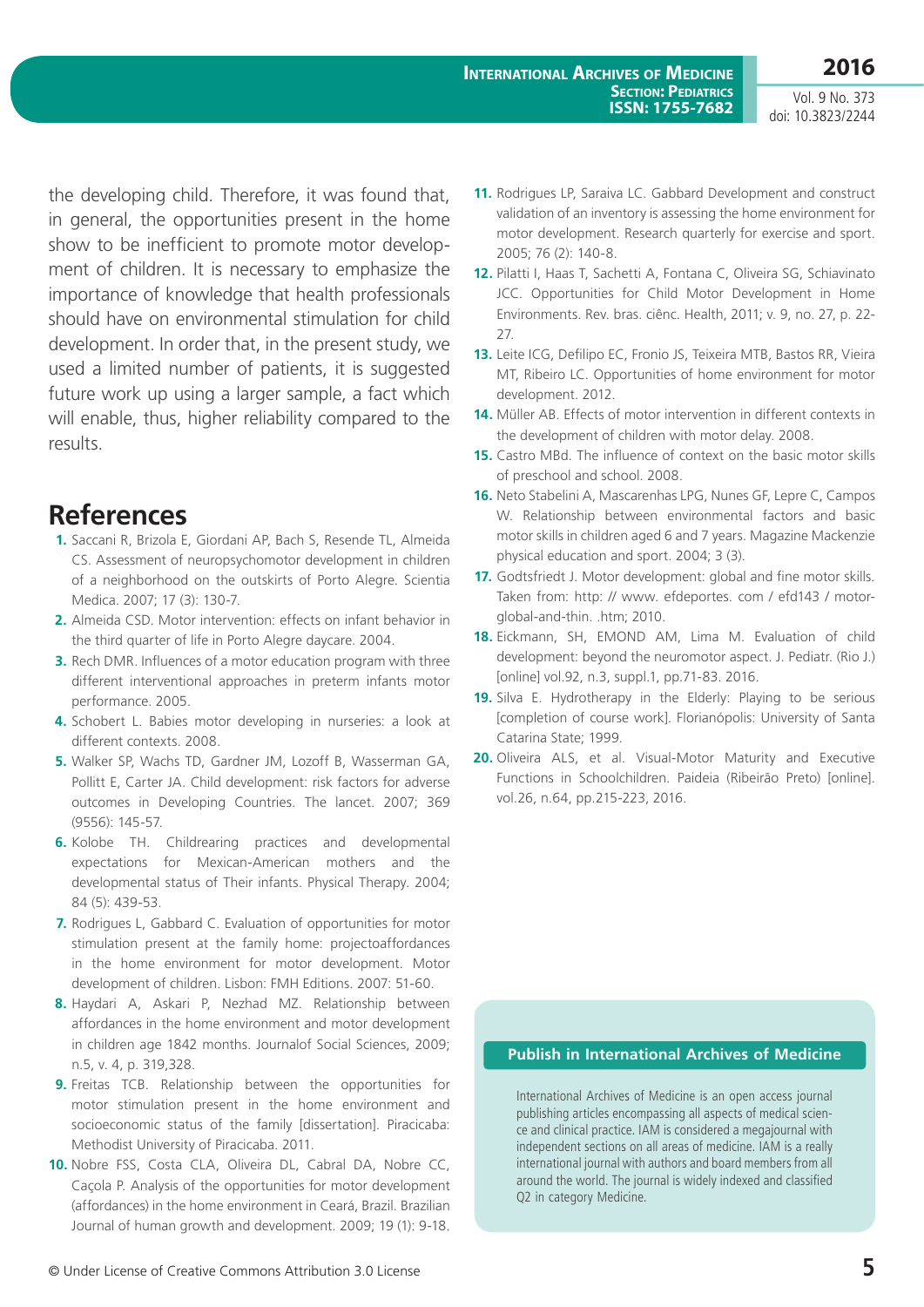the developing child. Therefore, it was found that, in general, the opportunities present in the home show to be inefficient to promote motor development of children. It is necessary to emphasize the importance of knowledge that health professionals should have on environmental stimulation for child development. In order that, in the present study, we used a limited number of patients, it is suggested future work up using a larger sample, a fact which will enable, thus, higher reliability compared to the results.

## References

1. Saccani R, Brizola E, Giordani AP, Bach S, Resende TL, Almeida CS. Assessment of neuropsychomotor development in children of a neighborhood on the outskirts of Porto Alegre. Scientia Medica. 2007; 17 (3): 130-7.
2. Almeida CSD. Motor intervention: effects on infant behavior in the third quarter of life in Porto Alegre daycare. 2004.
3. Rech DMR. Influences of a motor education program with three different interventional approaches in preterm infants motor performance. 2005.
4. Schobert L. Babies motor developing in nurseries: a look at different contexts. 2008.
5. Walker SP, Wachs TD, Gardner JM, Lozoff B, Wasserman GA, Pollitt E, Carter JA. Child development: risk factors for adverse outcomes in Developing Countries. The lancet. 2007; 369 (9556): 145-57.
6. Kolobe TH. Childrearing practices and developmental expectations for Mexican-American mothers and the developmental status of Their infants. Physical Therapy. 2004; 84 (5): 439-53.
7. Rodrigues L, Gabbard C. Evaluation of opportunities for motor stimulation present at the family home: projectoaffordances in the home environment for motor development. Motor development of children. Lisbon: FMH Editions. 2007: 51-60.
8. Haydari A, Askari P, Nezhad MZ. Relationship between affordances in the home environment and motor development in children age 1842 months. Journalof Social Sciences, 2009; n.5, v. 4, p. 319,328.
9. Freitas TCB. Relationship between the opportunities for motor stimulation present in the home environment and socioeconomic status of the family [dissertation]. Piracicaba: Methodist University of Piracicaba. 2011.
10. Nobre FSS, Costa CLA, Oliveira DL, Cabral DA, Nobre CC, Caçola P. Analysis of the opportunities for motor development (affordances) in the home environment in Ceará, Brazil. Brazilian Journal of human growth and development. 2009; 19 (1): 9-18.
11. Rodrigues LP, Saraiva LC. Gabbard Development and construct validation of an inventory is assessing the home environment for motor development. Research quarterly for exercise and sport. 2005; 76 (2): 140-8.
12. Pilatti I, Haas T, Sachetti A, Fontana C, Oliveira SG, Schiavinato JCC. Opportunities for Child Motor Development in Home Environments. Rev. bras. ciênc. Health, 2011; v. 9, no. 27, p. 22-27.
13. Leite ICG, Defilipo EC, Fronio JS, Teixeira MTB, Bastos RR, Vieira MT, Ribeiro LC. Opportunities of home environment for motor development. 2012.
14. Müller AB. Effects of motor intervention in different contexts in the development of children with motor delay. 2008.
15. Castro MBd. The influence of context on the basic motor skills of preschool and school. 2008.
16. Neto Stabelini A, Mascarenhas LPG, Nunes GF, Lepre C, Campos W. Relationship between environmental factors and basic motor skills in children aged 6 and 7 years. Magazine Mackenzie physical education and sport. 2004; 3 (3).
17. Godtsfriedt J. Motor development: global and fine motor skills. Taken from: http: // www. efdeportes. com / efd143 / motor-global-and-thin. .htm; 2010.
18. Eickmann, SH, EMOND AM, Lima M. Evaluation of child development: beyond the neuromotor aspect. J. Pediatr. (Rio J.) [online] vol.92, n.3, suppl.1, pp.71-83. 2016.
19. Silva E. Hydrotherapy in the Elderly: Playing to be serious [completion of course work]. Florianópolis: University of Santa Catarina State; 1999.
20. Oliveira ALS, et al. Visual-Motor Maturity and Executive Functions in Schoolchildren. Paideia (Ribeirão Preto) [online]. vol.26, n.64, pp.215-223, 2016.

**Publish in International Archives of Medicine**

International Archives of Medicine is an open access journal publishing articles encompassing all aspects of medical science and clinical practice. IAM is considered a megajournal with independent sections on all areas of medicine. IAM is a really international journal with authors and board members from all around the world. The journal is widely indexed and classified Q2 in category Medicine.